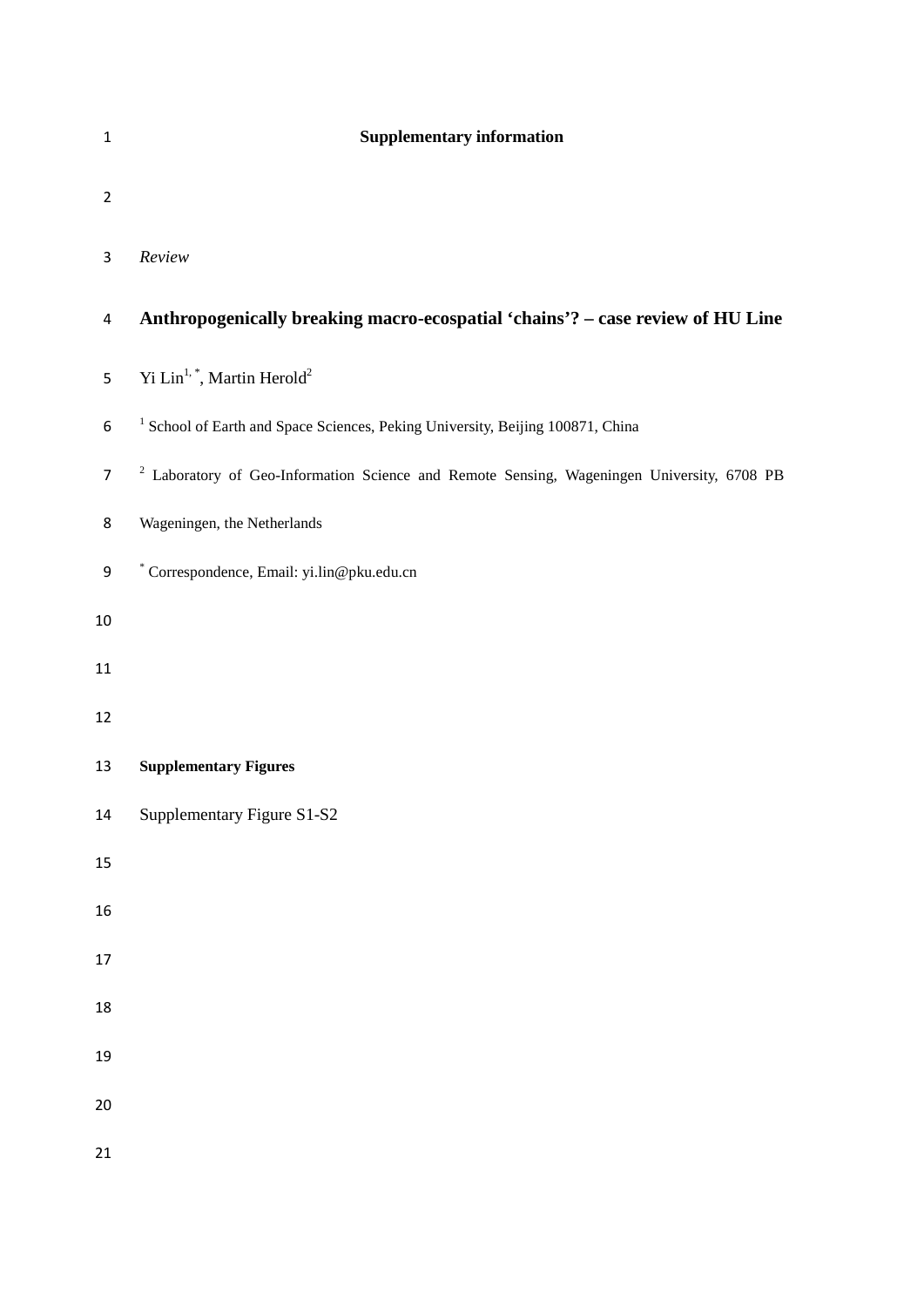**Supplementary information**

*Review*

# Anthropogenically breaking macro-ecospatial 'chains'? – case review of HU Line

Yi Lin[1, *], Martin Herold[2]

[1] School of Earth and Space Sciences, Peking University, Beijing 100871, China

[2] Laboratory of Geo-Information Science and Remote Sensing, Wageningen University, 6708 PB Wageningen, the Netherlands

[*] Correspondence, Email: yi.lin@pku.edu.cn

**Supplementary Figures**

Supplementary Figure S1-S2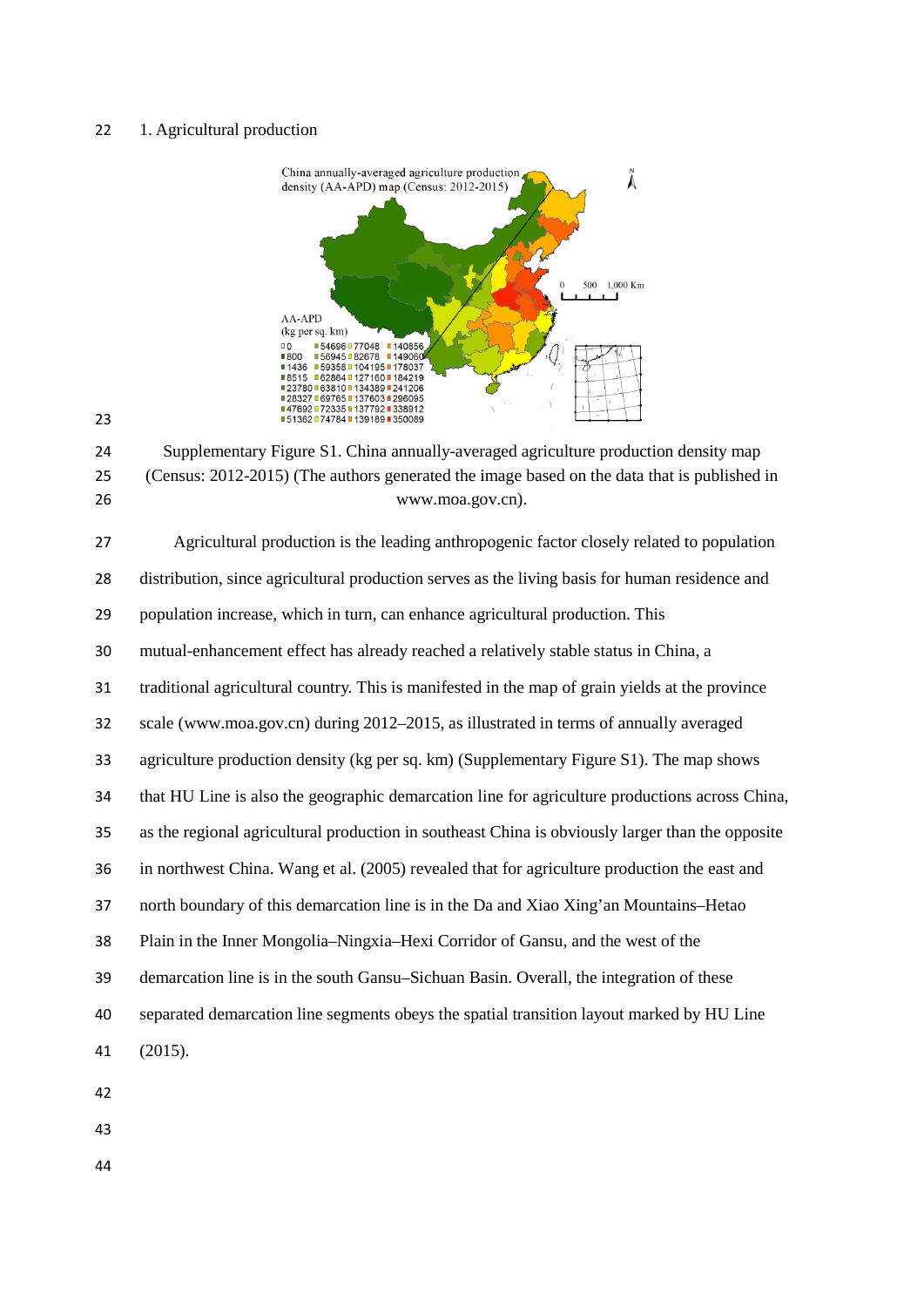1. Agricultural production

Supplementary Figure S1. China annually-averaged agriculture production density map (Census: 2012-2015) (The authors generated the image based on the data that is published in www.moa.gov.cn).

Agricultural production is the leading anthropogenic factor closely related to population distribution, since agricultural production serves as the living basis for human residence and population increase, which in turn, can enhance agricultural production. This mutual-enhancement effect has already reached a relatively stable status in China, a traditional agricultural country. This is manifested in the map of grain yields at the province scale (www.moa.gov.cn) during 2012–2015, as illustrated in terms of annually averaged agriculture production density (kg per sq. km) (Supplementary Figure S1). The map shows that HU Line is also the geographic demarcation line for agriculture productions across China, as the regional agricultural production in southeast China is obviously larger than the opposite in northwest China. Wang et al. (2005) revealed that for agriculture production the east and north boundary of this demarcation line is in the Da and Xiao Xing'an Mountains–Hetao Plain in the Inner Mongolia–Ningxia–Hexi Corridor of Gansu, and the west of the demarcation line is in the south Gansu–Sichuan Basin. Overall, the integration of these separated demarcation line segments obeys the spatial transition layout marked by HU Line (2015).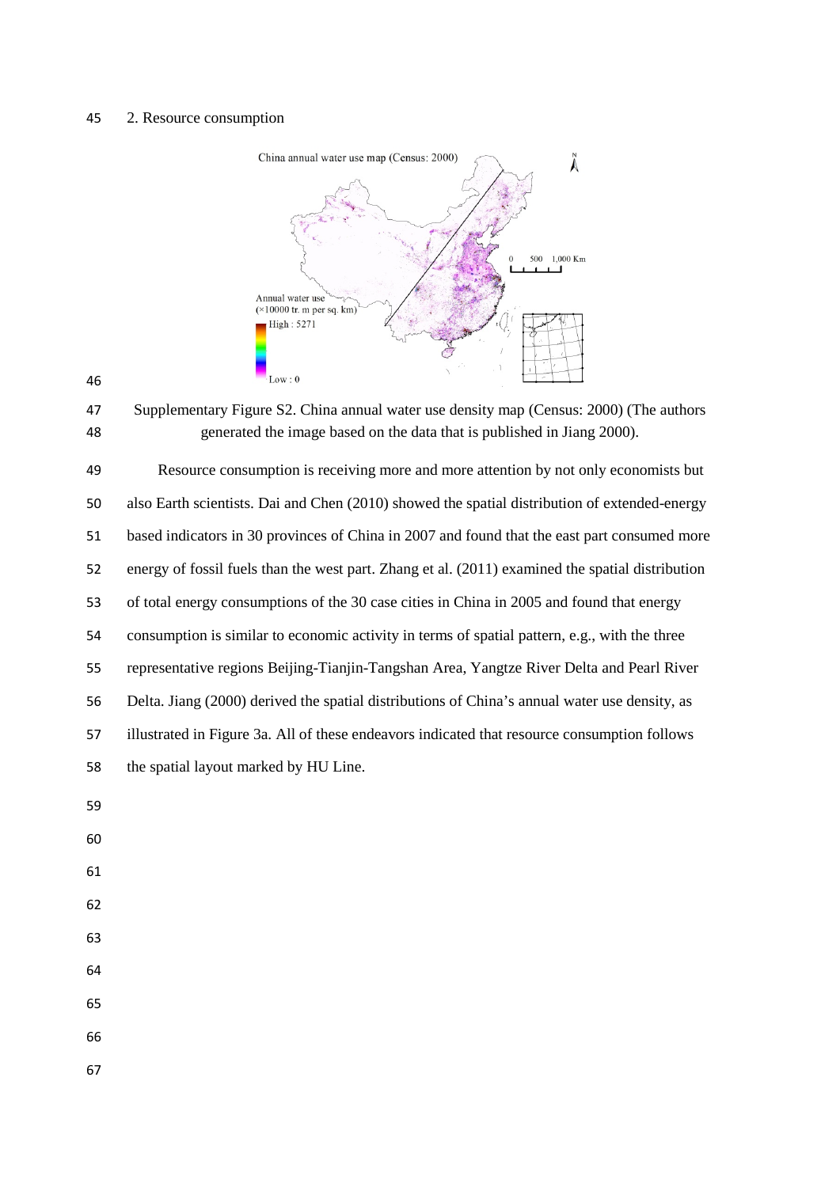2. Resource consumption

Supplementary Figure S2. China annual water use density map (Census: 2000) (The authors generated the image based on the data that is published in Jiang 2000).

Resource consumption is receiving more and more attention by not only economists but also Earth scientists. Dai and Chen (2010) showed the spatial distribution of extended-energy based indicators in 30 provinces of China in 2007 and found that the east part consumed more energy of fossil fuels than the west part. Zhang et al. (2011) examined the spatial distribution of total energy consumptions of the 30 case cities in China in 2005 and found that energy consumption is similar to economic activity in terms of spatial pattern, e.g., with the three representative regions Beijing-Tianjin-Tangshan Area, Yangtze River Delta and Pearl River Delta. Jiang (2000) derived the spatial distributions of China's annual water use density, as illustrated in Figure 3a. All of these endeavors indicated that resource consumption follows the spatial layout marked by HU Line.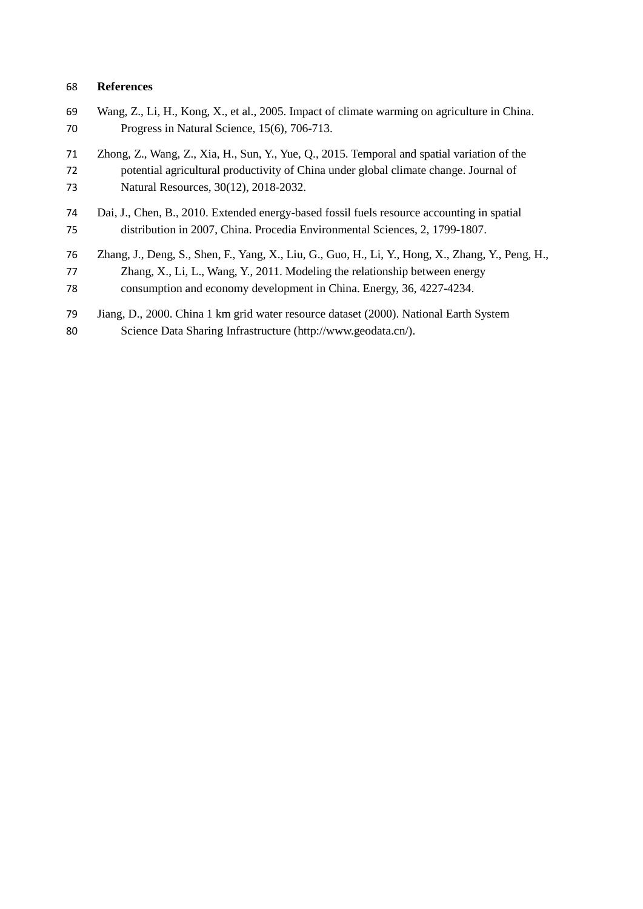## References

Wang, Z., Li, H., Kong, X., et al., 2005. Impact of climate warming on agriculture in China. Progress in Natural Science, 15(6), 706-713.

Zhong, Z., Wang, Z., Xia, H., Sun, Y., Yue, Q., 2015. Temporal and spatial variation of the potential agricultural productivity of China under global climate change. Journal of Natural Resources, 30(12), 2018-2032.

Dai, J., Chen, B., 2010. Extended energy-based fossil fuels resource accounting in spatial distribution in 2007, China. Procedia Environmental Sciences, 2, 1799-1807.

Zhang, J., Deng, S., Shen, F., Yang, X., Liu, G., Guo, H., Li, Y., Hong, X., Zhang, Y., Peng, H., Zhang, X., Li, L., Wang, Y., 2011. Modeling the relationship between energy consumption and economy development in China. Energy, 36, 4227-4234.

Jiang, D., 2000. China 1 km grid water resource dataset (2000). National Earth System Science Data Sharing Infrastructure (http://www.geodata.cn/).